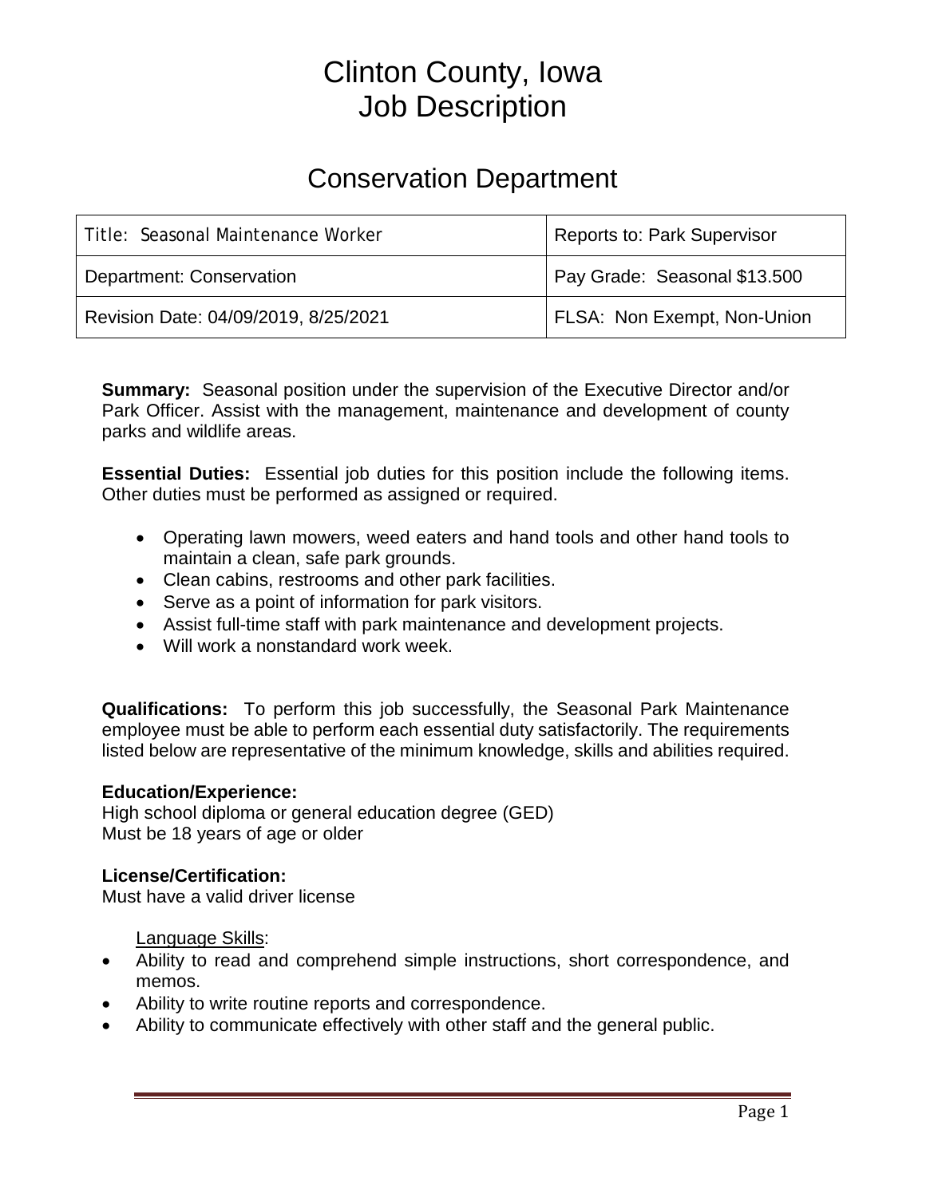# Clinton County, Iowa
# Job Description

## Conservation Department

| Title: Seasonal Maintenance Worker | Reports to: Park Supervisor |
|---|---|
| Department: Conservation | Pay Grade: Seasonal $13.500 |
| Revision Date: 04/09/2019, 8/25/2021 | FLSA: Non Exempt, Non-Union |

**Summary:** Seasonal position under the supervision of the Executive Director and/or Park Officer. Assist with the management, maintenance and development of county parks and wildlife areas.

**Essential Duties:** Essential job duties for this position include the following items. Other duties must be performed as assigned or required.

- Operating lawn mowers, weed eaters and hand tools and other hand tools to maintain a clean, safe park grounds.
- Clean cabins, restrooms and other park facilities.
- Serve as a point of information for park visitors.
- Assist full-time staff with park maintenance and development projects.
- Will work a nonstandard work week.

**Qualifications:** To perform this job successfully, the Seasonal Park Maintenance employee must be able to perform each essential duty satisfactorily. The requirements listed below are representative of the minimum knowledge, skills and abilities required.

**Education/Experience:**
High school diploma or general education degree (GED)
Must be 18 years of age or older

**License/Certification:**
Must have a valid driver license

Language Skills:

- Ability to read and comprehend simple instructions, short correspondence, and memos.
- Ability to write routine reports and correspondence.
- Ability to communicate effectively with other staff and the general public.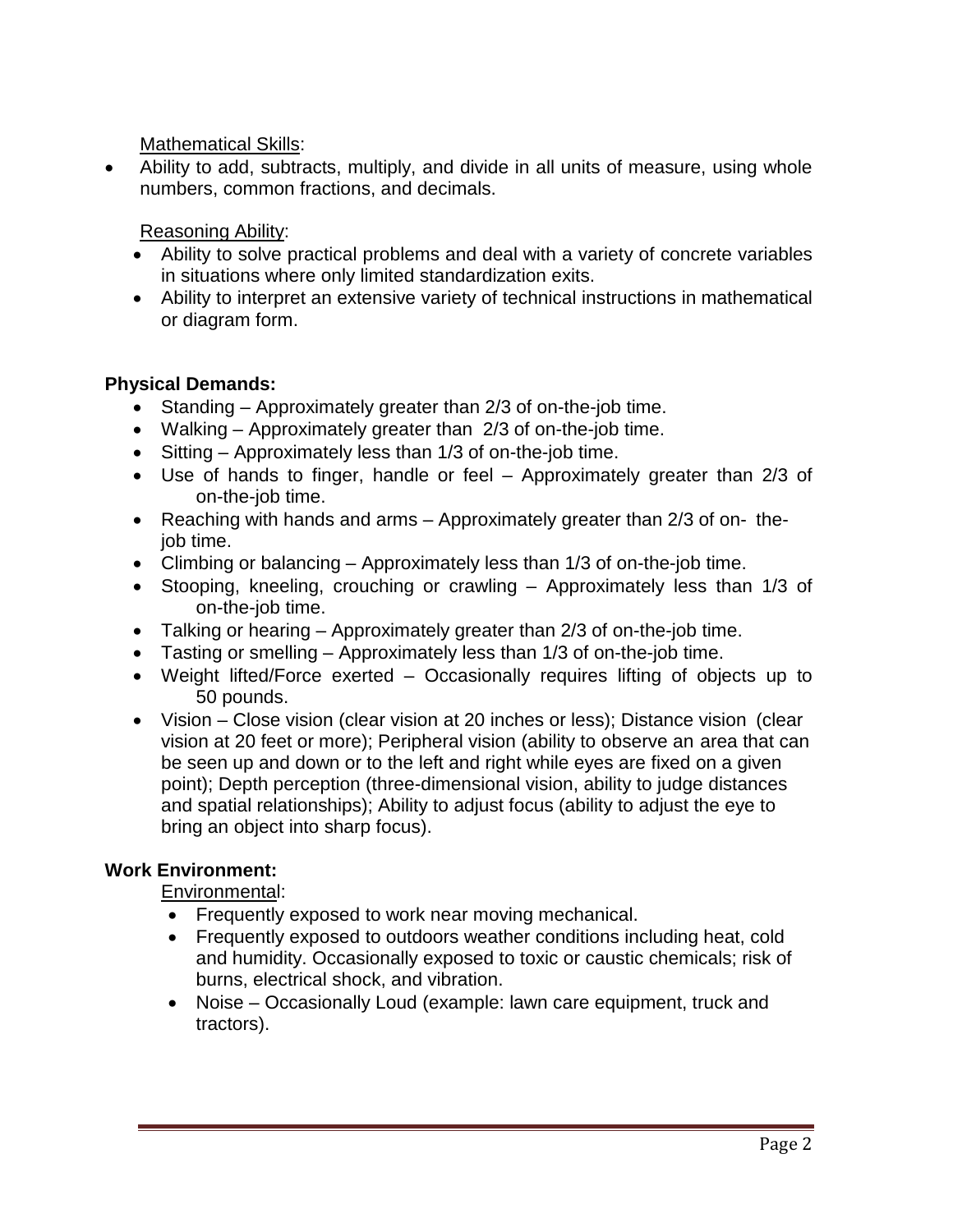Mathematical Skills:

- Ability to add, subtracts, multiply, and divide in all units of measure, using whole numbers, common fractions, and decimals.

Reasoning Ability:

- Ability to solve practical problems and deal with a variety of concrete variables in situations where only limited standardization exits.
- Ability to interpret an extensive variety of technical instructions in mathematical or diagram form.

**Physical Demands:**

- Standing – Approximately greater than 2/3 of on-the-job time.
- Walking – Approximately greater than 2/3 of on-the-job time.
- Sitting – Approximately less than 1/3 of on-the-job time.
- Use of hands to finger, handle or feel – Approximately greater than 2/3 of on-the-job time.
- Reaching with hands and arms – Approximately greater than 2/3 of on- the-job time.
- Climbing or balancing – Approximately less than 1/3 of on-the-job time.
- Stooping, kneeling, crouching or crawling – Approximately less than 1/3 of on-the-job time.
- Talking or hearing – Approximately greater than 2/3 of on-the-job time.
- Tasting or smelling – Approximately less than 1/3 of on-the-job time.
- Weight lifted/Force exerted – Occasionally requires lifting of objects up to 50 pounds.
- Vision – Close vision (clear vision at 20 inches or less); Distance vision (clear vision at 20 feet or more); Peripheral vision (ability to observe an area that can be seen up and down or to the left and right while eyes are fixed on a given point); Depth perception (three-dimensional vision, ability to judge distances and spatial relationships); Ability to adjust focus (ability to adjust the eye to bring an object into sharp focus).

**Work Environment:**

Environmental:

- Frequently exposed to work near moving mechanical.
- Frequently exposed to outdoors weather conditions including heat, cold and humidity. Occasionally exposed to toxic or caustic chemicals; risk of burns, electrical shock, and vibration.
- Noise – Occasionally Loud (example: lawn care equipment, truck and tractors).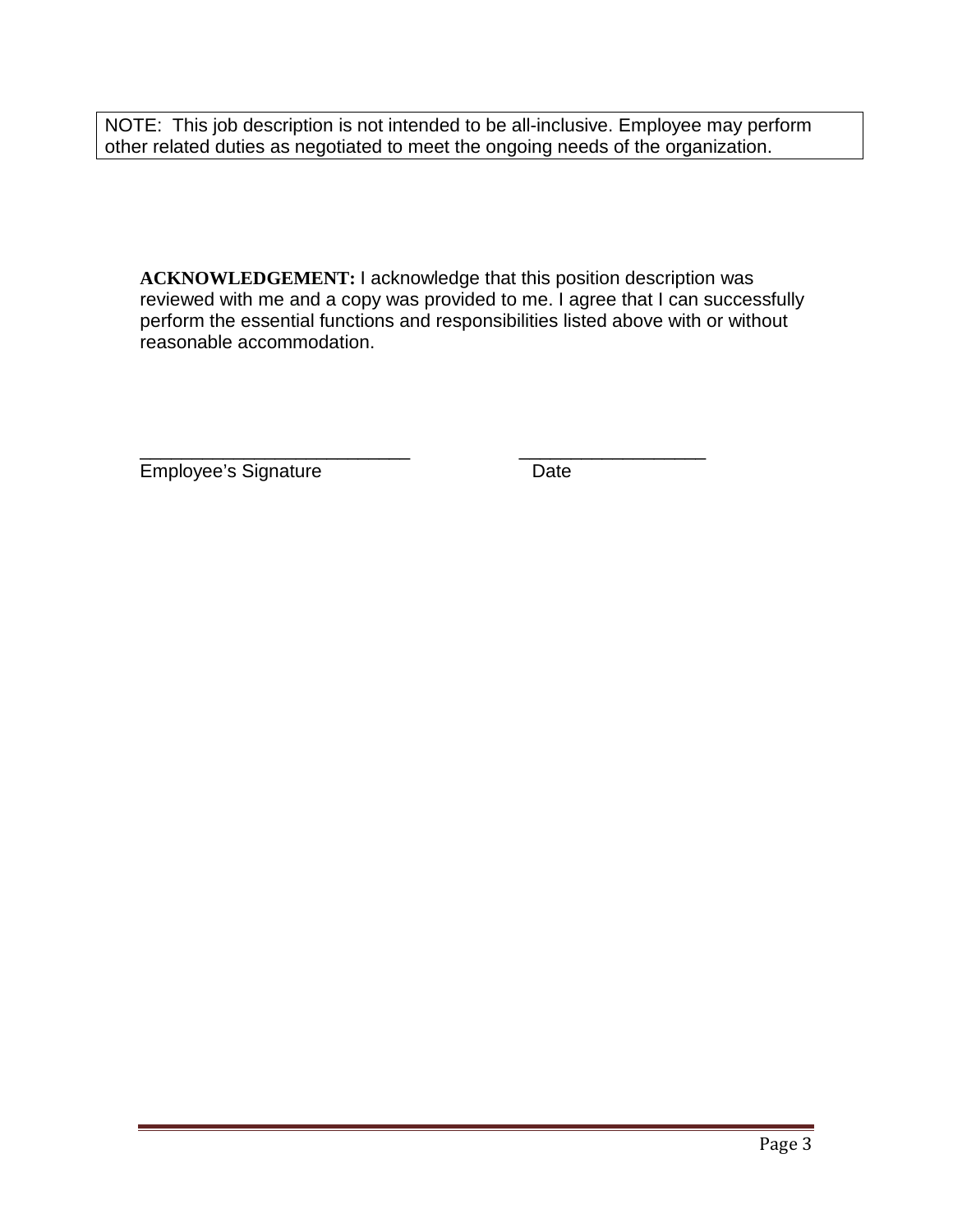NOTE: This job description is not intended to be all-inclusive. Employee may perform other related duties as negotiated to meet the ongoing needs of the organization.

**ACKNOWLEDGEMENT:** I acknowledge that this position description was reviewed with me and a copy was provided to me. I agree that I can successfully perform the essential functions and responsibilities listed above with or without reasonable accommodation.

\_\_\_\_\_\_\_\_\_\_\_\_\_\_\_\_\_\_\_\_\_\_\_\_\_\_\_\_ \_\_\_\_\_\_\_\_\_\_\_\_\_\_\_\_\_\_\_\_

Employee's Signature Date